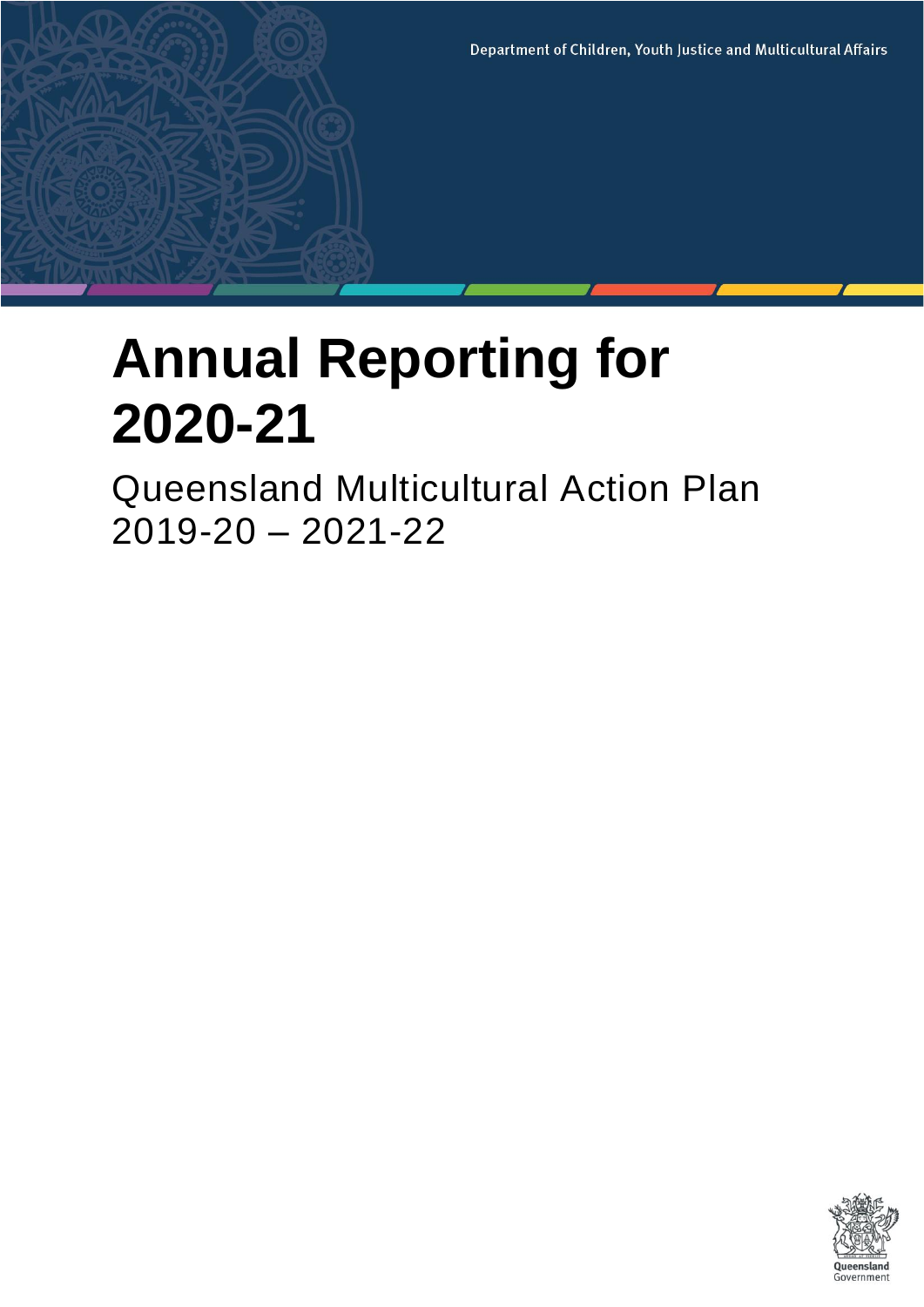Department of Children, Youth Justice and Multicultural Affairs

# Annual Reporting for 2020-21

## Queensland Multicultural Action Plan 2019-20 – 2021-22

Queensland Government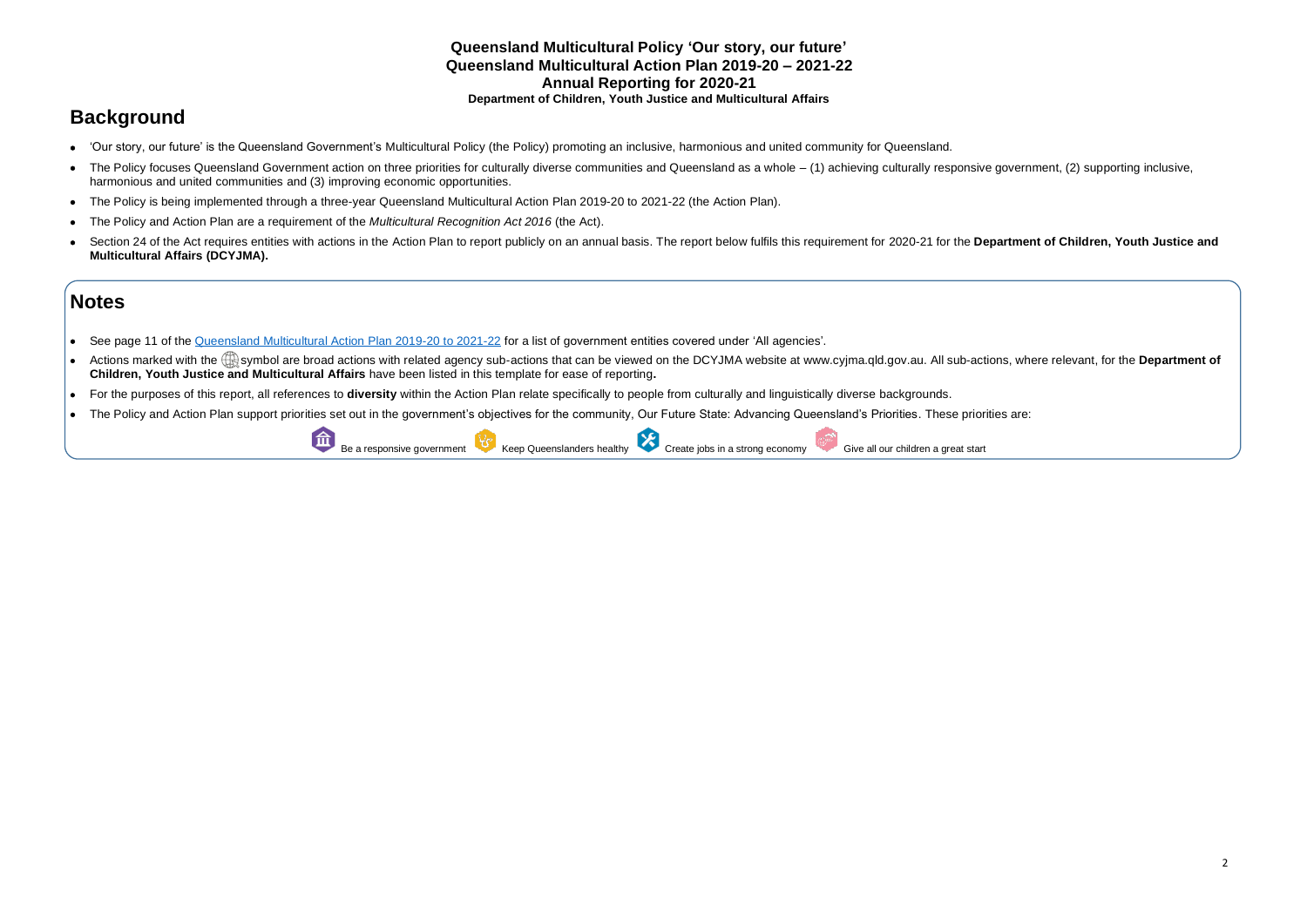**Queensland Multicultural Policy 'Our story, our future'**
**Queensland Multicultural Action Plan 2019-20 – 2021-22**
**Annual Reporting for 2020-21**
**Department of Children, Youth Justice and Multicultural Affairs**

# Background

- 'Our story, our future' is the Queensland Government's Multicultural Policy (the Policy) promoting an inclusive, harmonious and united community for Queensland.
- The Policy focuses Queensland Government action on three priorities for culturally diverse communities and Queensland as a whole – (1) achieving culturally responsive government, (2) supporting inclusive, harmonious and united communities and (3) improving economic opportunities.
- The Policy is being implemented through a three-year Queensland Multicultural Action Plan 2019-20 to 2021-22 (the Action Plan).
- The Policy and Action Plan are a requirement of the *Multicultural Recognition Act 2016* (the Act).
- Section 24 of the Act requires entities with actions in the Action Plan to report publicly on an annual basis. The report below fulfils this requirement for 2020-21 for the **Department of Children, Youth Justice and Multicultural Affairs (DCYJMA).**

# Notes

- See page 11 of the Queensland Multicultural Action Plan 2019-20 to 2021-22 for a list of government entities covered under 'All agencies'.
- Actions marked with the symbol are broad actions with related agency sub-actions that can be viewed on the DCYJMA website at www.cyjma.qld.gov.au. All sub-actions, where relevant, for the **Department of Children, Youth Justice and Multicultural Affairs** have been listed in this template for ease of reporting**.**
- For the purposes of this report, all references to **diversity** within the Action Plan relate specifically to people from culturally and linguistically diverse backgrounds.
- The Policy and Action Plan support priorities set out in the government's objectives for the community, Our Future State: Advancing Queensland's Priorities. These priorities are:

Be a responsive government Keep Queenslanders healthy Create jobs in a strong economy Give all our children a great start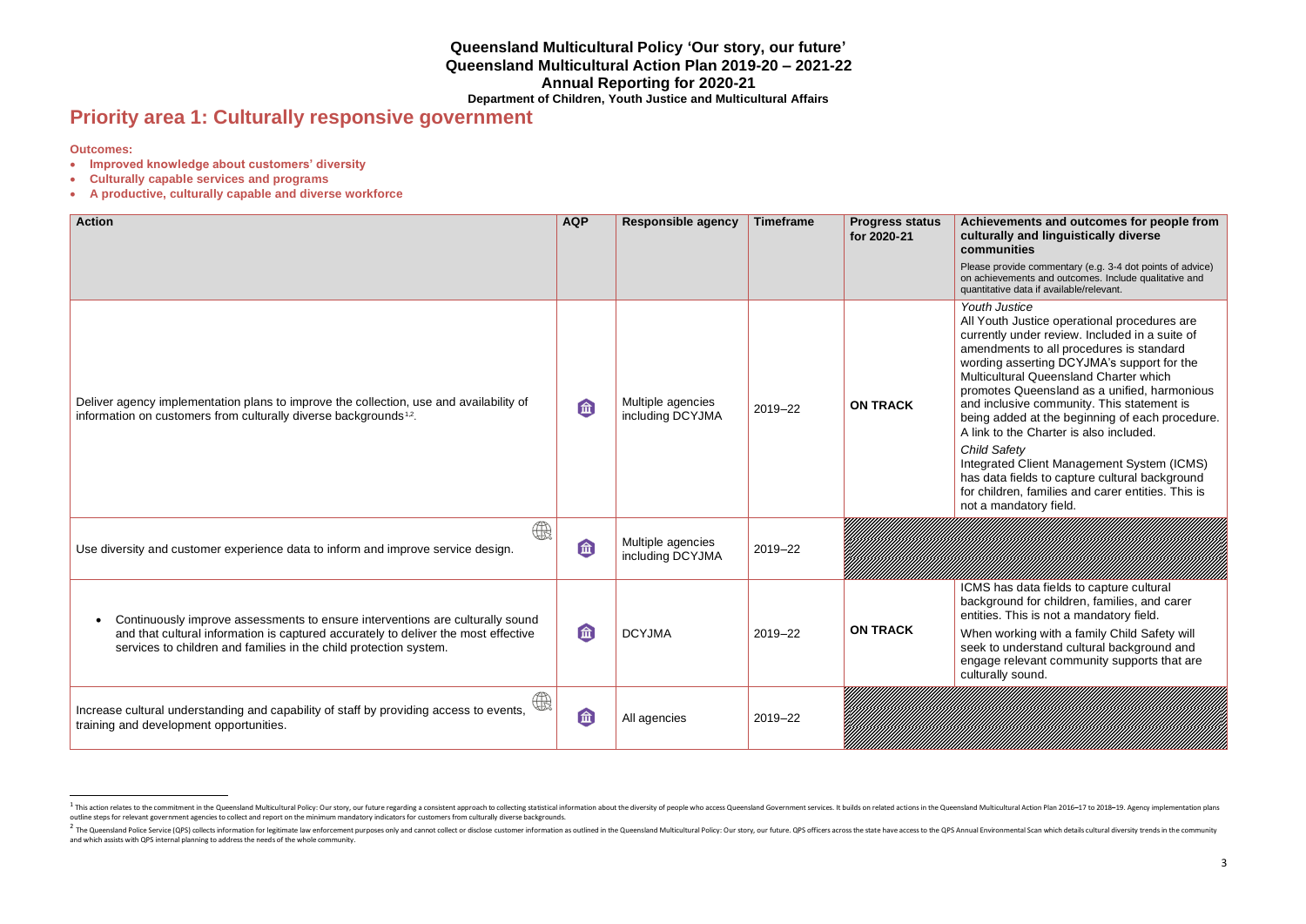**Queensland Multicultural Policy 'Our story, our future'**
**Queensland Multicultural Action Plan 2019-20 – 2021-22**
**Annual Reporting for 2020-21**
**Department of Children, Youth Justice and Multicultural Affairs**

# Priority area 1: Culturally responsive government

**Outcomes:**

- **Improved knowledge about customers' diversity**
- **Culturally capable services and programs**
- **A productive, culturally capable and diverse workforce**

| Action | AQP | Responsible agency | Timeframe | Progress status for 2020-21 | Achievements and outcomes for people from culturally and linguistically diverse communities<br>Please provide commentary (e.g. 3-4 dot points of advice) on achievements and outcomes. Include qualitative and quantitative data if available/relevant. |
|---|---|---|---|---|---|
| Deliver agency implementation plans to improve the collection, use and availability of information on customers from culturally diverse backgrounds[1,2]. | | Multiple agencies including DCYJMA | 2019–22 | **ON TRACK** | *Youth Justice*<br>All Youth Justice operational procedures are currently under review. Included in a suite of amendments to all procedures is standard wording asserting DCYJMA's support for the Multicultural Queensland Charter which promotes Queensland as a unified, harmonious and inclusive community. This statement is being added at the beginning of each procedure. A link to the Charter is also included.<br>*Child Safety*<br>Integrated Client Management System (ICMS) has data fields to capture cultural background for children, families and carer entities. This is not a mandatory field. |
| Use diversity and customer experience data to inform and improve service design. | | Multiple agencies including DCYJMA | 2019–22 | | |
| • Continuously improve assessments to ensure interventions are culturally sound and that cultural information is captured accurately to deliver the most effective services to children and families in the child protection system. | | DCYJMA | 2019–22 | **ON TRACK** | ICMS has data fields to capture cultural background for children, families, and carer entities. This is not a mandatory field.<br>When working with a family Child Safety will seek to understand cultural background and engage relevant community supports that are culturally sound. |
| Increase cultural understanding and capability of staff by providing access to events, training and development opportunities. | | All agencies | 2019–22 | | |

[1] This action relates to the commitment in the Queensland Multicultural Policy: Our story, our future regarding a consistent approach to collecting statistical information about the diversity of people who access Queensland Government services. It builds on related actions in the Queensland Multicultural Action Plan 2016–17 to 2018–19. Agency implementation plans outline steps for relevant government agencies to collect and report on the minimum mandatory indicators for customers from culturally diverse backgrounds.

[2] The Queensland Police Service (QPS) collects information for legitimate law enforcement purposes only and cannot collect or disclose customer information as outlined in the Queensland Multicultural Policy: Our story, our future. QPS officers across the state have access to the QPS Annual Environmental Scan which details cultural diversity trends in the community and which assists with QPS internal planning to address the needs of the whole community.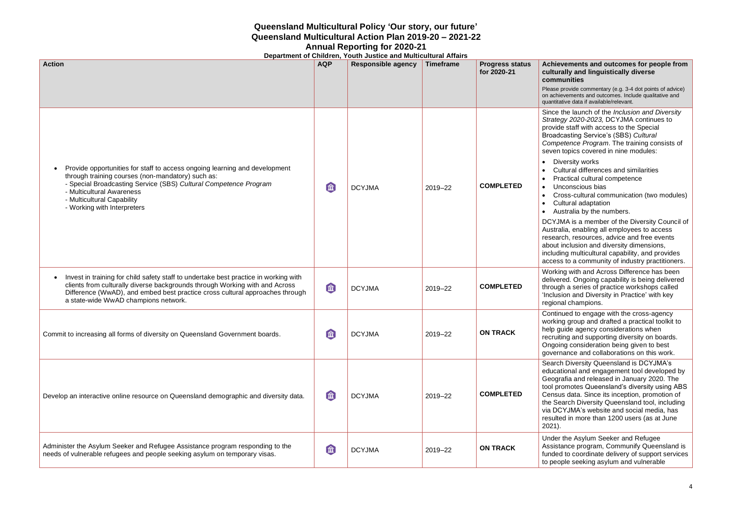# Queensland Multicultural Policy 'Our story, our future'
# Queensland Multicultural Action Plan 2019-20 – 2021-22
## Annual Reporting for 2020-21
### Department of Children, Youth Justice and Multicultural Affairs

| Action | AQP | Responsible agency | Timeframe | Progress status for 2020-21 | Achievements and outcomes for people from culturally and linguistically diverse communities<br>Please provide commentary (e.g. 3-4 dot points of advice) on achievements and outcomes. Include qualitative and quantitative data if available/relevant. |
|---|---|---|---|---|---|
| • Provide opportunities for staff to access ongoing learning and development through training courses (non-mandatory) such as:<br>- Special Broadcasting Service (SBS) *Cultural Competence Program*<br>- Multicultural Awareness<br>- Multicultural Capability<br>- Working with Interpreters | | DCYJMA | 2019–22 | **COMPLETED** | Since the launch of the *Inclusion and Diversity Strategy 2020-2023,* DCYJMA continues to provide staff with access to the Special Broadcasting Service's (SBS) *Cultural Competence Program*. The training consists of seven topics covered in nine modules:<br>• Diversity works<br>• Cultural differences and similarities<br>• Practical cultural competence<br>• Unconscious bias<br>• Cross-cultural communication (two modules)<br>• Cultural adaptation<br>• Australia by the numbers.<br>DCYJMA is a member of the Diversity Council of Australia, enabling all employees to access research, resources, advice and free events about inclusion and diversity dimensions, including multicultural capability, and provides access to a community of industry practitioners. |
| • Invest in training for child safety staff to undertake best practice in working with clients from culturally diverse backgrounds through Working with and Across Difference (WwAD), and embed best practice cross cultural approaches through a state-wide WwAD champions network. | | DCYJMA | 2019–22 | **COMPLETED** | Working with and Across Difference has been delivered. Ongoing capability is being delivered through a series of practice workshops called 'Inclusion and Diversity in Practice' with key regional champions. |
| Commit to increasing all forms of diversity on Queensland Government boards. | | DCYJMA | 2019–22 | **ON TRACK** | Continued to engage with the cross-agency working group and drafted a practical toolkit to help guide agency considerations when recruiting and supporting diversity on boards. Ongoing consideration being given to best governance and collaborations on this work. |
| Develop an interactive online resource on Queensland demographic and diversity data. | | DCYJMA | 2019–22 | **COMPLETED** | Search Diversity Queensland is DCYJMA's educational and engagement tool developed by Geografia and released in January 2020. The tool promotes Queensland's diversity using ABS Census data. Since its inception, promotion of the Search Diversity Queensland tool, including via DCYJMA's website and social media, has resulted in more than 1200 users (as at June 2021). |
| Administer the Asylum Seeker and Refugee Assistance program responding to the needs of vulnerable refugees and people seeking asylum on temporary visas. | | DCYJMA | 2019–22 | **ON TRACK** | Under the Asylum Seeker and Refugee Assistance program, Communify Queensland is funded to coordinate delivery of support services to people seeking asylum and vulnerable |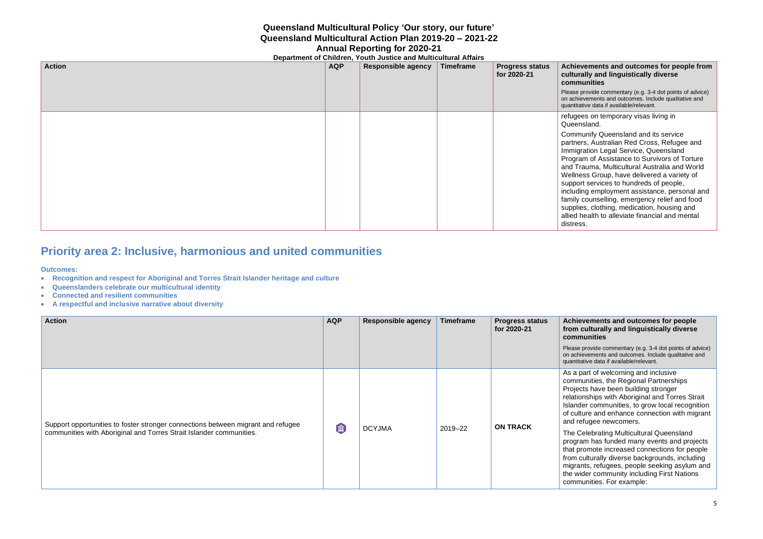| Action | AQP | Responsible agency | Timeframe | Progress status for 2020-21 | Achievements and outcomes for people from culturally and linguistically diverse communities<br><br>Please provide commentary (e.g. 3-4 dot points of advice) on achievements and outcomes. Include qualitative and quantitative data if available/relevant. |
|---|---|---|---|---|---|
| | | | | | refugees on temporary visas living in Queensland.<br><br>Communify Queensland and its service partners, Australian Red Cross, Refugee and Immigration Legal Service, Queensland Program of Assistance to Survivors of Torture and Trauma, Multicultural Australia and World Wellness Group, have delivered a variety of support services to hundreds of people, including employment assistance, personal and family counselling, emergency relief and food supplies, clothing, medication, housing and allied health to alleviate financial and mental distress. |

## Priority area 2: Inclusive, harmonious and united communities

**Outcomes:**

- **Recognition and respect for Aboriginal and Torres Strait Islander heritage and culture**
- **Queenslanders celebrate our multicultural identity**
- **Connected and resilient communities**
- **A respectful and inclusive narrative about diversity**

| Action | AQP | Responsible agency | Timeframe | Progress status for 2020-21 | Achievements and outcomes for people from culturally and linguistically diverse communities<br><br>Please provide commentary (e.g. 3-4 dot points of advice) on achievements and outcomes. Include qualitative and quantitative data if available/relevant. |
|---|---|---|---|---|---|
| Support opportunities to foster stronger connections between migrant and refugee communities with Aboriginal and Torres Strait Islander communities. | | DCYJMA | 2019–22 | **ON TRACK** | As a part of welcoming and inclusive communities, the Regional Partnerships Projects have been building stronger relationships with Aboriginal and Torres Strait Islander communities, to grow local recognition of culture and enhance connection with migrant and refugee newcomers.<br><br>The Celebrating Multicultural Queensland program has funded many events and projects that promote increased connections for people from culturally diverse backgrounds, including migrants, refugees, people seeking asylum and the wider community including First Nations communities. For example: |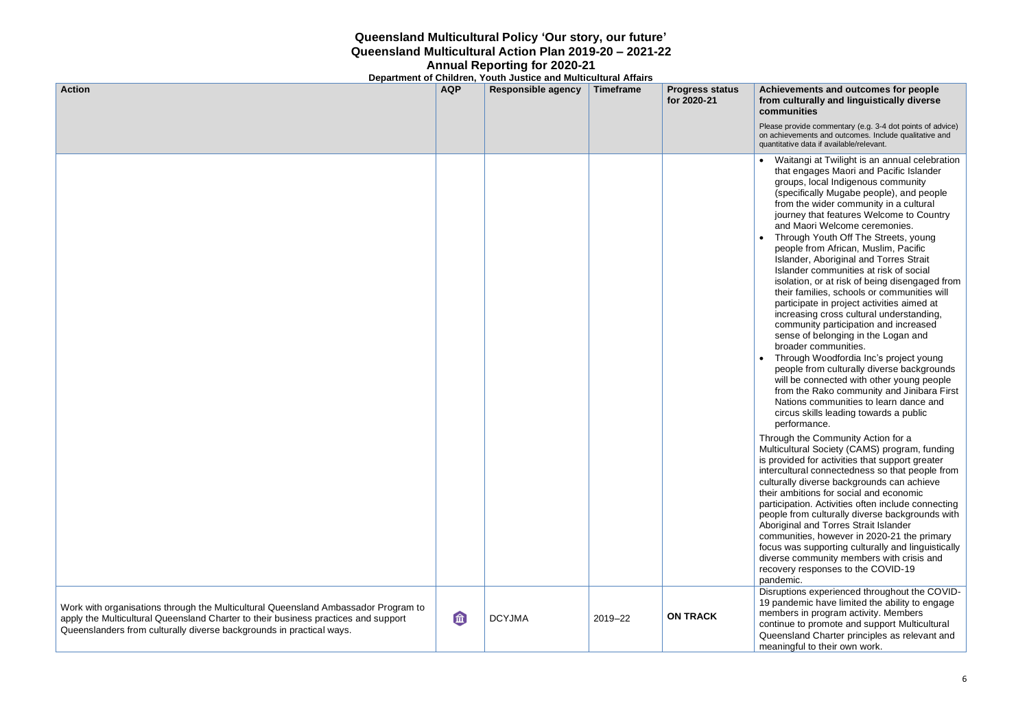# Queensland Multicultural Policy 'Our story, our future'
# Queensland Multicultural Action Plan 2019-20 – 2021-22
# Annual Reporting for 2020-21

**Department of Children, Youth Justice and Multicultural Affairs**

| Action | AQP | Responsible agency | Timeframe | Progress status for 2020-21 | Achievements and outcomes for people from culturally and linguistically diverse communities<br><br>Please provide commentary (e.g. 3-4 dot points of advice) on achievements and outcomes. Include qualitative and quantitative data if available/relevant. |
|---|---|---|---|---|---|
| | | | | | • Waitangi at Twilight is an annual celebration that engages Maori and Pacific Islander groups, local Indigenous community (specifically Mugabe people), and people from the wider community in a cultural journey that features Welcome to Country and Maori Welcome ceremonies.<br>• Through Youth Off The Streets, young people from African, Muslim, Pacific Islander, Aboriginal and Torres Strait Islander communities at risk of social isolation, or at risk of being disengaged from their families, schools or communities will participate in project activities aimed at increasing cross cultural understanding, community participation and increased sense of belonging in the Logan and broader communities.<br>• Through Woodfordia Inc's project young people from culturally diverse backgrounds will be connected with other young people from the Rako community and Jinibara First Nations communities to learn dance and circus skills leading towards a public performance.<br><br>Through the Community Action for a Multicultural Society (CAMS) program, funding is provided for activities that support greater intercultural connectedness so that people from culturally diverse backgrounds can achieve their ambitions for social and economic participation. Activities often include connecting people from culturally diverse backgrounds with Aboriginal and Torres Strait Islander communities, however in 2020-21 the primary focus was supporting culturally and linguistically diverse community members with crisis and recovery responses to the COVID-19 pandemic. |
| Work with organisations through the Multicultural Queensland Ambassador Program to apply the Multicultural Queensland Charter to their business practices and support Queenslanders from culturally diverse backgrounds in practical ways. | 🏛 | DCYJMA | 2019–22 | **ON TRACK** | Disruptions experienced throughout the COVID-19 pandemic have limited the ability to engage members in program activity. Members continue to promote and support Multicultural Queensland Charter principles as relevant and meaningful to their own work. |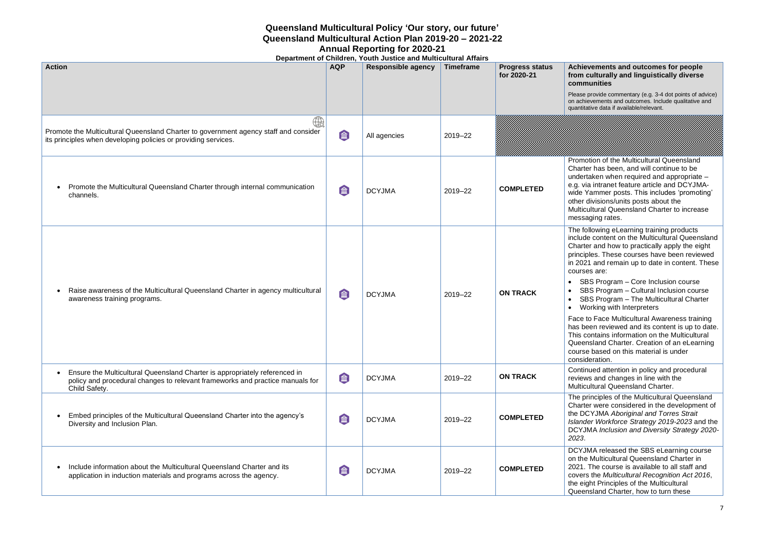# Queensland Multicultural Policy 'Our story, our future'
# Queensland Multicultural Action Plan 2019-20 – 2021-22
## Annual Reporting for 2020-21
### Department of Children, Youth Justice and Multicultural Affairs

| Action | AQP | Responsible agency | Timeframe | Progress status for 2020-21 | Achievements and outcomes for people from culturally and linguistically diverse communities<br>Please provide commentary (e.g. 3-4 dot points of advice) on achievements and outcomes. Include qualitative and quantitative data if available/relevant. |
|---|---|---|---|---|---|
| Promote the Multicultural Queensland Charter to government agency staff and consider its principles when developing policies or providing services. | | All agencies | 2019–22 | | |
| • Promote the Multicultural Queensland Charter through internal communication channels. | | DCYJMA | 2019–22 | **COMPLETED** | Promotion of the Multicultural Queensland Charter has been, and will continue to be undertaken when required and appropriate – e.g. via intranet feature article and DCYJMA-wide Yammer posts. This includes 'promoting' other divisions/units posts about the Multicultural Queensland Charter to increase messaging rates. |
| • Raise awareness of the Multicultural Queensland Charter in agency multicultural awareness training programs. | | DCYJMA | 2019–22 | **ON TRACK** | The following eLearning training products include content on the Multicultural Queensland Charter and how to practically apply the eight principles. These courses have been reviewed in 2021 and remain up to date in content. These courses are:<br>• SBS Program – Core Inclusion course<br>• SBS Program – Cultural Inclusion course<br>• SBS Program – The Multicultural Charter<br>• Working with Interpreters<br>Face to Face Multicultural Awareness training has been reviewed and its content is up to date. This contains information on the Multicultural Queensland Charter. Creation of an eLearning course based on this material is under consideration. |
| • Ensure the Multicultural Queensland Charter is appropriately referenced in policy and procedural changes to relevant frameworks and practice manuals for Child Safety. | | DCYJMA | 2019–22 | **ON TRACK** | Continued attention in policy and procedural reviews and changes in line with the Multicultural Queensland Charter. |
| • Embed principles of the Multicultural Queensland Charter into the agency's Diversity and Inclusion Plan. | | DCYJMA | 2019–22 | **COMPLETED** | The principles of the Multicultural Queensland Charter were considered in the development of the DCYJMA *Aboriginal and Torres Strait Islander Workforce Strategy 2019-2023* and the DCYJMA *Inclusion and Diversity Strategy 2020-2023*. |
| • Include information about the Multicultural Queensland Charter and its application in induction materials and programs across the agency. | | DCYJMA | 2019–22 | **COMPLETED** | DCYJMA released the SBS eLearning course on the Multicultural Queensland Charter in 2021. The course is available to all staff and covers the *Multicultural Recognition Act 2016*, the eight Principles of the Multicultural Queensland Charter, how to turn these |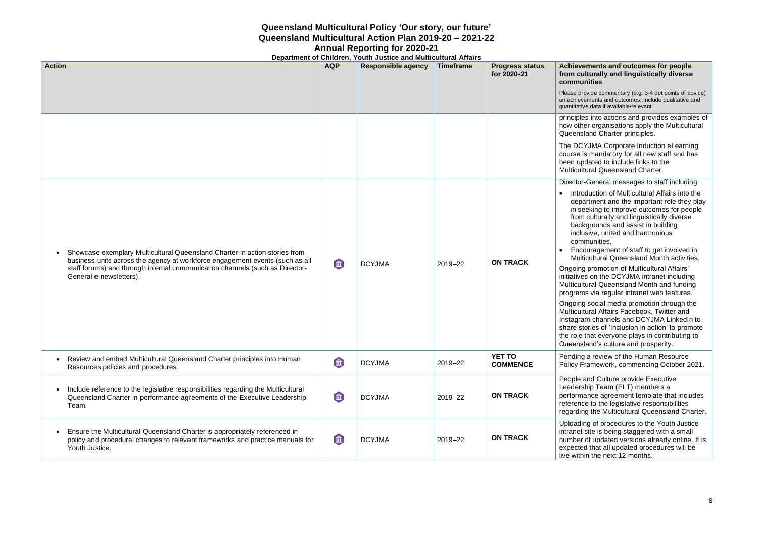# Queensland Multicultural Policy 'Our story, our future'
# Queensland Multicultural Action Plan 2019-20 – 2021-22
## Annual Reporting for 2020-21
### Department of Children, Youth Justice and Multicultural Affairs

| Action | AQP | Responsible agency | Timeframe | Progress status for 2020-21 | Achievements and outcomes for people from culturally and linguistically diverse communities<br><br>Please provide commentary (e.g. 3-4 dot points of advice) on achievements and outcomes. Include qualitative and quantitative data if available/relevant. |
|---|---|---|---|---|---|
| | | | | | principles into actions and provides examples of how other organisations apply the Multicultural Queensland Charter principles.<br><br>The DCYJMA Corporate Induction eLearning course is mandatory for all new staff and has been updated to include links to the Multicultural Queensland Charter. |
| • Showcase exemplary Multicultural Queensland Charter in action stories from business units across the agency at workforce engagement events (such as all staff forums) and through internal communication channels (such as Director-General e-newsletters). | 🏛 | DCYJMA | 2019–22 | **ON TRACK** | Director-General messages to staff including:<br>• Introduction of Multicultural Affairs into the department and the important role they play in seeking to improve outcomes for people from culturally and linguistically diverse backgrounds and assist in building inclusive, united and harmonious communities.<br>• Encouragement of staff to get involved in Multicultural Queensland Month activities.<br><br>Ongoing promotion of Multicultural Affairs' initiatives on the DCYJMA intranet including Multicultural Queensland Month and funding programs via regular intranet web features.<br><br>Ongoing social media promotion through the Multicultural Affairs Facebook, Twitter and Instagram channels and DCYJMA LinkedIn to share stories of 'Inclusion in action' to promote the role that everyone plays in contributing to Queensland's culture and prosperity. |
| • Review and embed Multicultural Queensland Charter principles into Human Resources policies and procedures. | 🏛 | DCYJMA | 2019–22 | **YET TO COMMENCE** | Pending a review of the Human Resource Policy Framework, commencing October 2021. |
| • Include reference to the legislative responsibilities regarding the Multicultural Queensland Charter in performance agreements of the Executive Leadership Team. | 🏛 | DCYJMA | 2019–22 | **ON TRACK** | People and Culture provide Executive Leadership Team (ELT) members a performance agreement template that includes reference to the legislative responsibilities regarding the Multicultural Queensland Charter. |
| • Ensure the Multicultural Queensland Charter is appropriately referenced in policy and procedural changes to relevant frameworks and practice manuals for Youth Justice. | 🏛 | DCYJMA | 2019–22 | **ON TRACK** | Uploading of procedures to the Youth Justice intranet site is being staggered with a small number of updated versions already online. It is expected that all updated procedures will be live within the next 12 months. |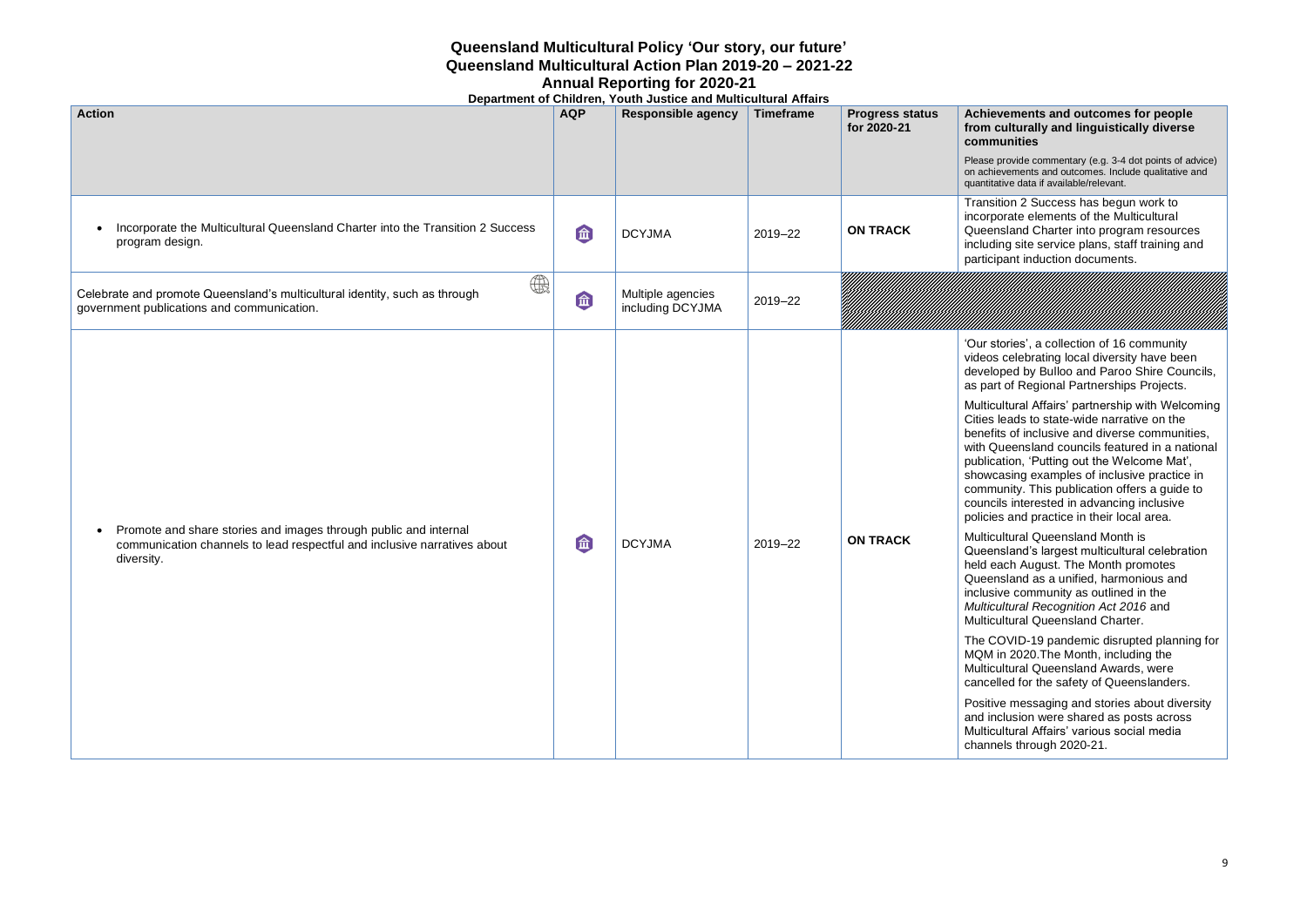# Queensland Multicultural Policy 'Our story, our future'
# Queensland Multicultural Action Plan 2019-20 – 2021-22
## Annual Reporting for 2020-21
### Department of Children, Youth Justice and Multicultural Affairs

| Action | AQP | Responsible agency | Timeframe | Progress status for 2020-21 | Achievements and outcomes for people from culturally and linguistically diverse communities<br>Please provide commentary (e.g. 3-4 dot points of advice) on achievements and outcomes. Include qualitative and quantitative data if available/relevant. |
|---|---|---|---|---|---|
| • Incorporate the Multicultural Queensland Charter into the Transition 2 Success program design. | | DCYJMA | 2019–22 | ON TRACK | Transition 2 Success has begun work to incorporate elements of the Multicultural Queensland Charter into program resources including site service plans, staff training and participant induction documents. |
| Celebrate and promote Queensland's multicultural identity, such as through government publications and communication. | | Multiple agencies including DCYJMA | 2019–22 | | |
| • Promote and share stories and images through public and internal communication channels to lead respectful and inclusive narratives about diversity. | | DCYJMA | 2019–22 | ON TRACK | 'Our stories', a collection of 16 community videos celebrating local diversity have been developed by Bulloo and Paroo Shire Councils, as part of Regional Partnerships Projects.<br><br>Multicultural Affairs' partnership with Welcoming Cities leads to state-wide narrative on the benefits of inclusive and diverse communities, with Queensland councils featured in a national publication, 'Putting out the Welcome Mat', showcasing examples of inclusive practice in community. This publication offers a guide to councils interested in advancing inclusive policies and practice in their local area.<br><br>Multicultural Queensland Month is Queensland's largest multicultural celebration held each August. The Month promotes Queensland as a unified, harmonious and inclusive community as outlined in the *Multicultural Recognition Act 2016* and Multicultural Queensland Charter.<br><br>The COVID-19 pandemic disrupted planning for MQM in 2020.The Month, including the Multicultural Queensland Awards, were cancelled for the safety of Queenslanders.<br><br>Positive messaging and stories about diversity and inclusion were shared as posts across Multicultural Affairs' various social media channels through 2020-21. |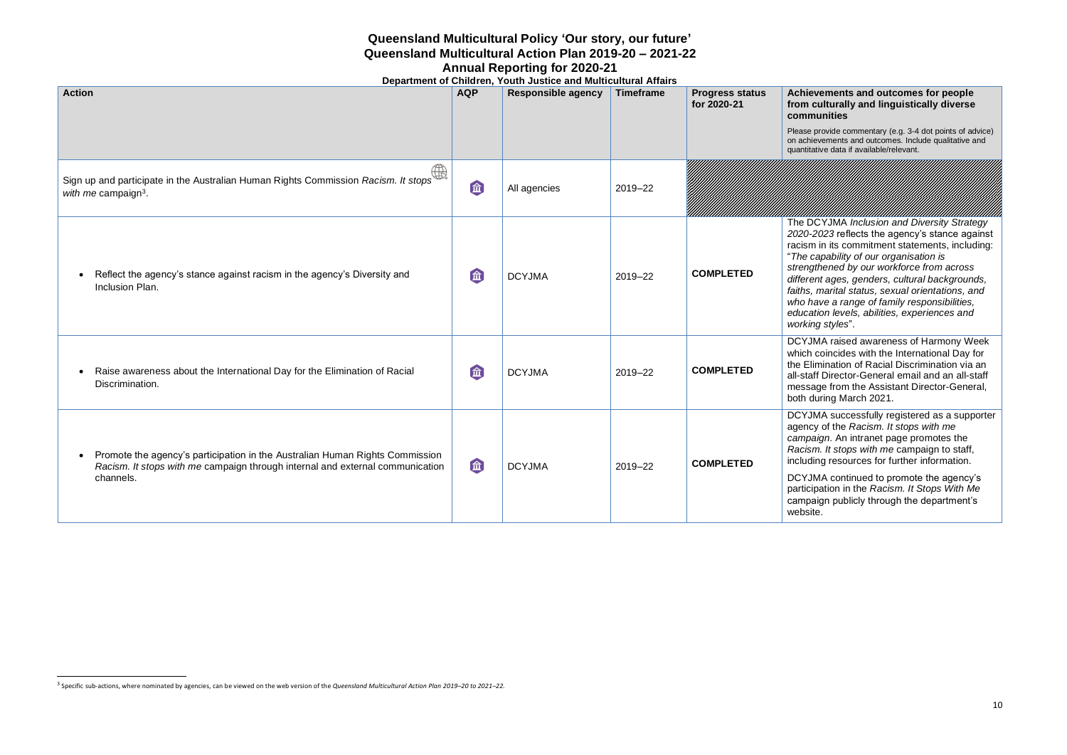# Queensland Multicultural Policy 'Our story, our future'
## Queensland Multicultural Action Plan 2019-20 – 2021-22
## Annual Reporting for 2020-21
### Department of Children, Youth Justice and Multicultural Affairs

| Action | AQP | Responsible agency | Timeframe | Progress status for 2020-21 | Achievements and outcomes for people from culturally and linguistically diverse communities<br><br>Please provide commentary (e.g. 3-4 dot points of advice) on achievements and outcomes. Include qualitative and quantitative data if available/relevant. |
|---|---|---|---|---|---|
| Sign up and participate in the Australian Human Rights Commission *Racism. It stops with me* campaign[3]. | | All agencies | 2019–22 | | |
| • Reflect the agency's stance against racism in the agency's Diversity and Inclusion Plan. | | DCYJMA | 2019–22 | **COMPLETED** | The DCYJMA *Inclusion and Diversity Strategy 2020-2023* reflects the agency's stance against racism in its commitment statements, including: "*The capability of our organisation is strengthened by our workforce from across different ages, genders, cultural backgrounds, faiths, marital status, sexual orientations, and who have a range of family responsibilities, education levels, abilities, experiences and working styles*". |
| • Raise awareness about the International Day for the Elimination of Racial Discrimination. | | DCYJMA | 2019–22 | **COMPLETED** | DCYJMA raised awareness of Harmony Week which coincides with the International Day for the Elimination of Racial Discrimination via an all-staff Director-General email and an all-staff message from the Assistant Director-General, both during March 2021. |
| • Promote the agency's participation in the Australian Human Rights Commission *Racism. It stops with me* campaign through internal and external communication channels. | | DCYJMA | 2019–22 | **COMPLETED** | DCYJMA successfully registered as a supporter agency of the *Racism. It stops with me campaign*. An intranet page promotes the *Racism. It stops with me* campaign to staff, including resources for further information.<br><br>DCYJMA continued to promote the agency's participation in the *Racism. It Stops With Me* campaign publicly through the department's website. |

[3] Specific sub-actions, where nominated by agencies, can be viewed on the web version of the *Queensland Multicultural Action Plan 2019–20 to 2021–22*.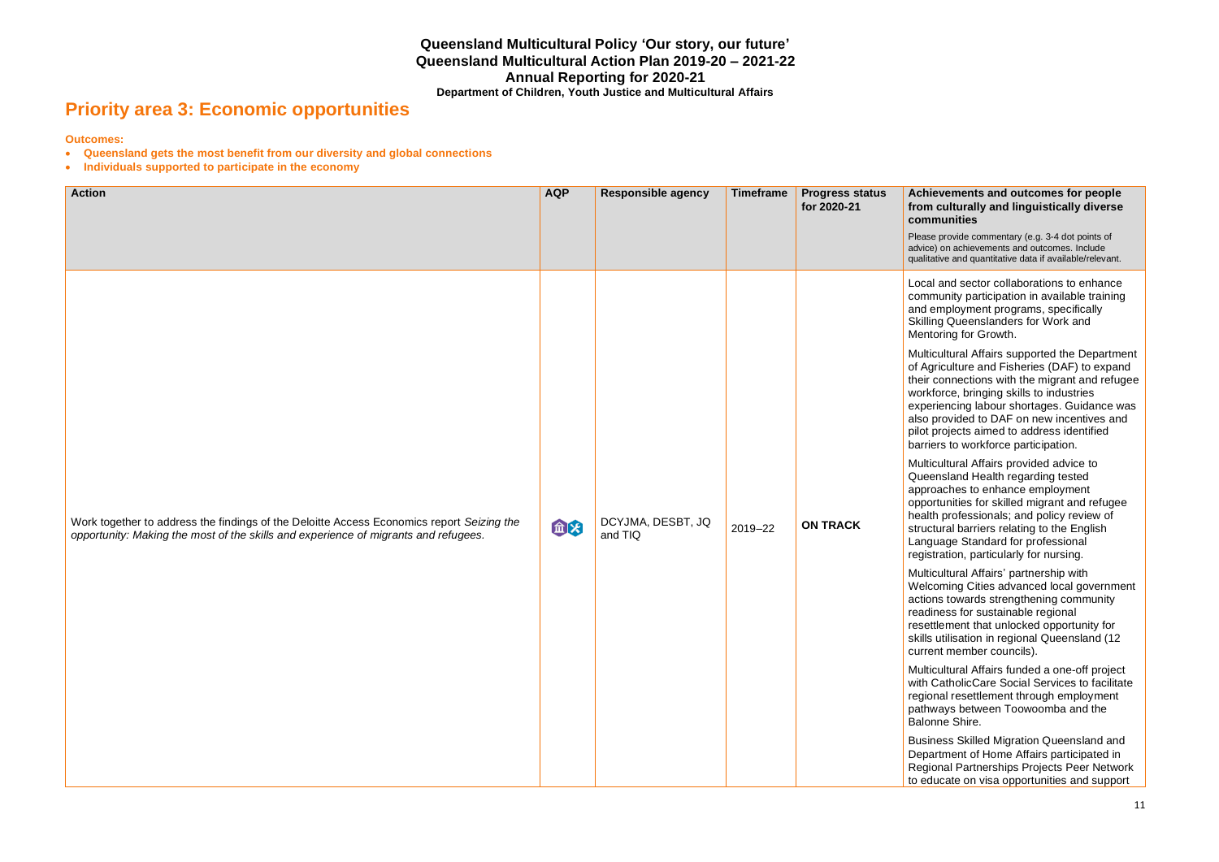**Queensland Multicultural Policy 'Our story, our future'**
**Queensland Multicultural Action Plan 2019-20 – 2021-22**
**Annual Reporting for 2020-21**
**Department of Children, Youth Justice and Multicultural Affairs**

# Priority area 3: Economic opportunities

**Outcomes:**

- **Queensland gets the most benefit from our diversity and global connections**
- **Individuals supported to participate in the economy**

| Action | AQP | Responsible agency | Timeframe | Progress status for 2020-21 | Achievements and outcomes for people from culturally and linguistically diverse communities<br>Please provide commentary (e.g. 3-4 dot points of advice) on achievements and outcomes. Include qualitative and quantitative data if available/relevant. |
|---|---|---|---|---|---|
| Work together to address the findings of the Deloitte Access Economics report *Seizing the opportunity: Making the most of the skills and experience of migrants and refugees.* | | DCYJMA, DESBT, JQ and TIQ | 2019–22 | **ON TRACK** | Local and sector collaborations to enhance community participation in available training and employment programs, specifically Skilling Queenslanders for Work and Mentoring for Growth.<br><br>Multicultural Affairs supported the Department of Agriculture and Fisheries (DAF) to expand their connections with the migrant and refugee workforce, bringing skills to industries experiencing labour shortages. Guidance was also provided to DAF on new incentives and pilot projects aimed to address identified barriers to workforce participation.<br><br>Multicultural Affairs provided advice to Queensland Health regarding tested approaches to enhance employment opportunities for skilled migrant and refugee health professionals; and policy review of structural barriers relating to the English Language Standard for professional registration, particularly for nursing.<br><br>Multicultural Affairs' partnership with Welcoming Cities advanced local government actions towards strengthening community readiness for sustainable regional resettlement that unlocked opportunity for skills utilisation in regional Queensland (12 current member councils).<br><br>Multicultural Affairs funded a one-off project with CatholicCare Social Services to facilitate regional resettlement through employment pathways between Toowoomba and the Balonne Shire.<br><br>Business Skilled Migration Queensland and Department of Home Affairs participated in Regional Partnerships Projects Peer Network to educate on visa opportunities and support |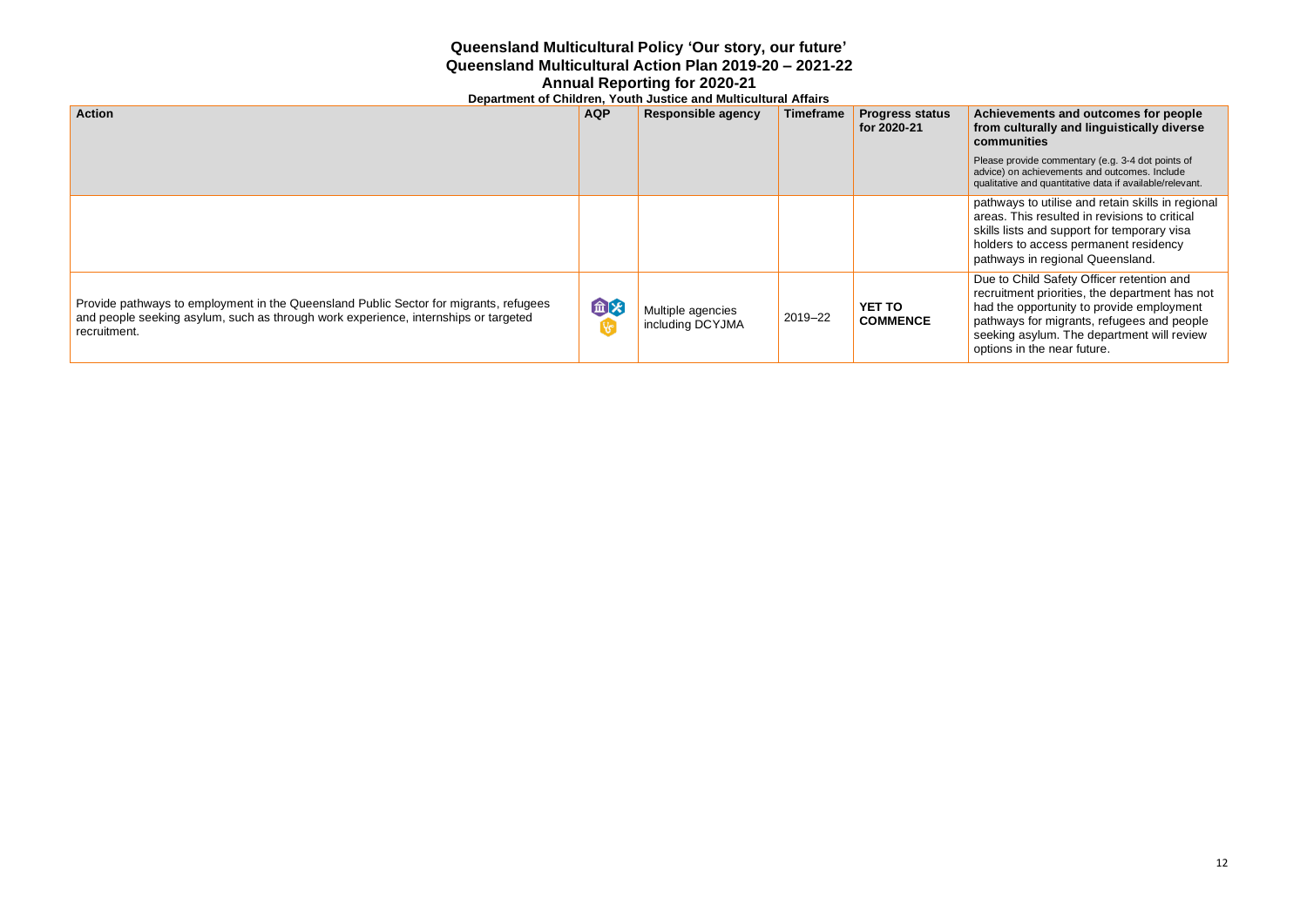# Queensland Multicultural Policy 'Our story, our future'
## Queensland Multicultural Action Plan 2019-20 – 2021-22
## Annual Reporting for 2020-21
### Department of Children, Youth Justice and Multicultural Affairs

| Action | AQP | Responsible agency | Timeframe | Progress status for 2020-21 | Achievements and outcomes for people from culturally and linguistically diverse communities<br><br>Please provide commentary (e.g. 3-4 dot points of advice) on achievements and outcomes. Include qualitative and quantitative data if available/relevant. |
|---|---|---|---|---|---|
| | | | | | pathways to utilise and retain skills in regional areas. This resulted in revisions to critical skills lists and support for temporary visa holders to access permanent residency pathways in regional Queensland. |
| Provide pathways to employment in the Queensland Public Sector for migrants, refugees and people seeking asylum, such as through work experience, internships or targeted recruitment. | | Multiple agencies including DCYJMA | 2019–22 | **YET TO COMMENCE** | Due to Child Safety Officer retention and recruitment priorities, the department has not had the opportunity to provide employment pathways for migrants, refugees and people seeking asylum. The department will review options in the near future. |